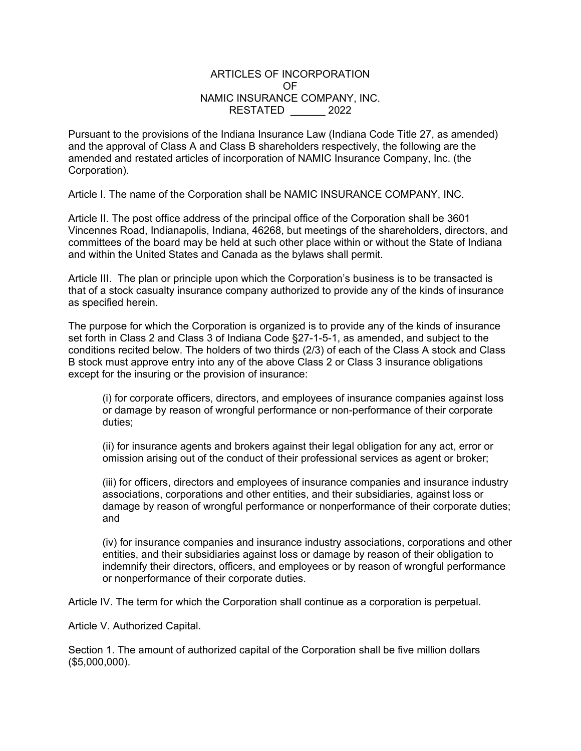# ARTICLES OF INCORPORATION
# OF
# NAMIC INSURANCE COMPANY, INC.
# RESTATED ______ 2022

Pursuant to the provisions of the Indiana Insurance Law (Indiana Code Title 27, as amended) and the approval of Class A and Class B shareholders respectively, the following are the amended and restated articles of incorporation of NAMIC Insurance Company, Inc. (the Corporation).

Article I. The name of the Corporation shall be NAMIC INSURANCE COMPANY, INC.

Article II. The post office address of the principal office of the Corporation shall be 3601 Vincennes Road, Indianapolis, Indiana, 46268, but meetings of the shareholders, directors, and committees of the board may be held at such other place within or without the State of Indiana and within the United States and Canada as the bylaws shall permit.

Article III. The plan or principle upon which the Corporation's business is to be transacted is that of a stock casualty insurance company authorized to provide any of the kinds of insurance as specified herein.

The purpose for which the Corporation is organized is to provide any of the kinds of insurance set forth in Class 2 and Class 3 of Indiana Code §27-1-5-1, as amended, and subject to the conditions recited below. The holders of two thirds (2/3) of each of the Class A stock and Class B stock must approve entry into any of the above Class 2 or Class 3 insurance obligations except for the insuring or the provision of insurance:

> (i) for corporate officers, directors, and employees of insurance companies against loss or damage by reason of wrongful performance or non-performance of their corporate duties;
>
> (ii) for insurance agents and brokers against their legal obligation for any act, error or omission arising out of the conduct of their professional services as agent or broker;
>
> (iii) for officers, directors and employees of insurance companies and insurance industry associations, corporations and other entities, and their subsidiaries, against loss or damage by reason of wrongful performance or nonperformance of their corporate duties; and
>
> (iv) for insurance companies and insurance industry associations, corporations and other entities, and their subsidiaries against loss or damage by reason of their obligation to indemnify their directors, officers, and employees or by reason of wrongful performance or nonperformance of their corporate duties.

Article IV. The term for which the Corporation shall continue as a corporation is perpetual.

Article V. Authorized Capital.

Section 1. The amount of authorized capital of the Corporation shall be five million dollars ($5,000,000).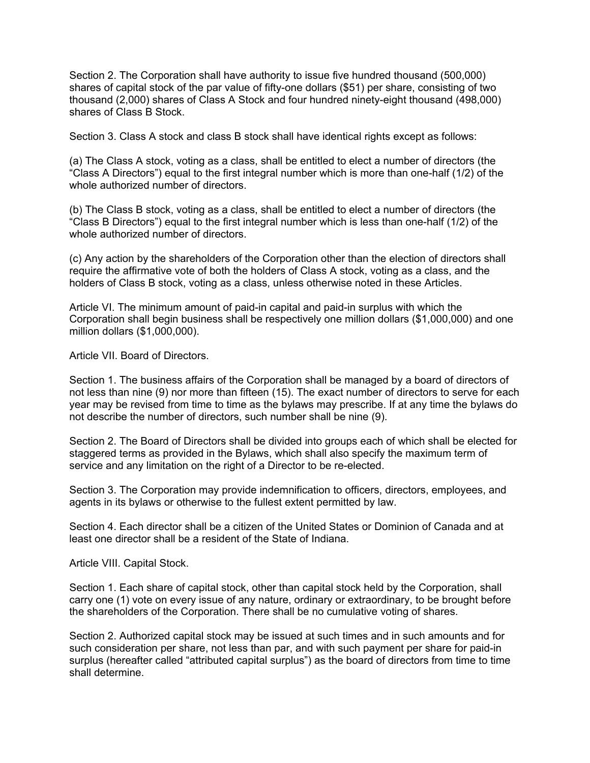Section 2. The Corporation shall have authority to issue five hundred thousand (500,000) shares of capital stock of the par value of fifty-one dollars ($51) per share, consisting of two thousand (2,000) shares of Class A Stock and four hundred ninety-eight thousand (498,000) shares of Class B Stock.

Section 3. Class A stock and class B stock shall have identical rights except as follows:

(a) The Class A stock, voting as a class, shall be entitled to elect a number of directors (the "Class A Directors") equal to the first integral number which is more than one-half (1/2) of the whole authorized number of directors.

(b) The Class B stock, voting as a class, shall be entitled to elect a number of directors (the "Class B Directors") equal to the first integral number which is less than one-half (1/2) of the whole authorized number of directors.

(c) Any action by the shareholders of the Corporation other than the election of directors shall require the affirmative vote of both the holders of Class A stock, voting as a class, and the holders of Class B stock, voting as a class, unless otherwise noted in these Articles.

Article VI. The minimum amount of paid-in capital and paid-in surplus with which the Corporation shall begin business shall be respectively one million dollars ($1,000,000) and one million dollars ($1,000,000).

Article VII. Board of Directors.

Section 1. The business affairs of the Corporation shall be managed by a board of directors of not less than nine (9) nor more than fifteen (15). The exact number of directors to serve for each year may be revised from time to time as the bylaws may prescribe. If at any time the bylaws do not describe the number of directors, such number shall be nine (9).

Section 2. The Board of Directors shall be divided into groups each of which shall be elected for staggered terms as provided in the Bylaws, which shall also specify the maximum term of service and any limitation on the right of a Director to be re-elected.

Section 3. The Corporation may provide indemnification to officers, directors, employees, and agents in its bylaws or otherwise to the fullest extent permitted by law.

Section 4. Each director shall be a citizen of the United States or Dominion of Canada and at least one director shall be a resident of the State of Indiana.

Article VIII. Capital Stock.

Section 1. Each share of capital stock, other than capital stock held by the Corporation, shall carry one (1) vote on every issue of any nature, ordinary or extraordinary, to be brought before the shareholders of the Corporation. There shall be no cumulative voting of shares.

Section 2. Authorized capital stock may be issued at such times and in such amounts and for such consideration per share, not less than par, and with such payment per share for paid-in surplus (hereafter called "attributed capital surplus") as the board of directors from time to time shall determine.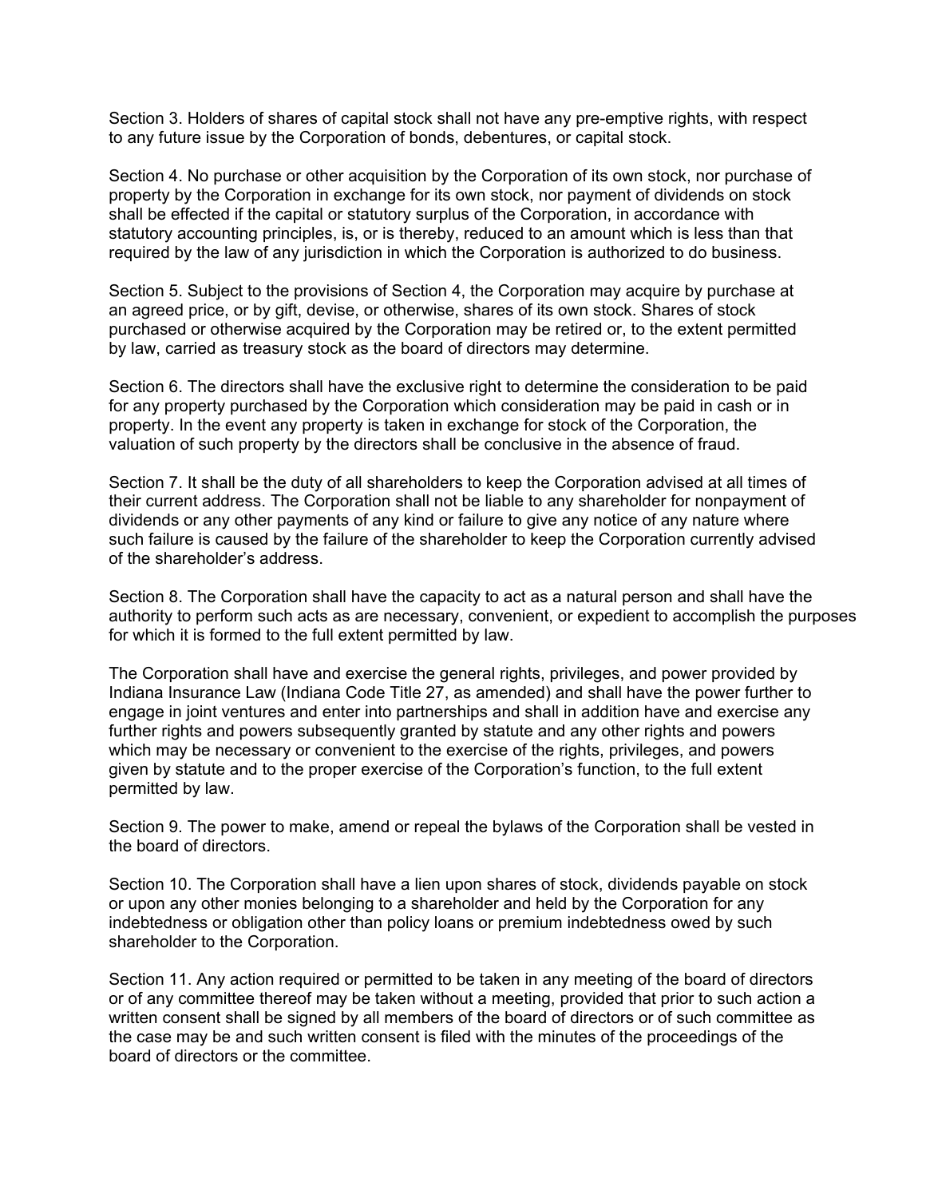Section 3. Holders of shares of capital stock shall not have any pre-emptive rights, with respect to any future issue by the Corporation of bonds, debentures, or capital stock.

Section 4. No purchase or other acquisition by the Corporation of its own stock, nor purchase of property by the Corporation in exchange for its own stock, nor payment of dividends on stock shall be effected if the capital or statutory surplus of the Corporation, in accordance with statutory accounting principles, is, or is thereby, reduced to an amount which is less than that required by the law of any jurisdiction in which the Corporation is authorized to do business.

Section 5. Subject to the provisions of Section 4, the Corporation may acquire by purchase at an agreed price, or by gift, devise, or otherwise, shares of its own stock. Shares of stock purchased or otherwise acquired by the Corporation may be retired or, to the extent permitted by law, carried as treasury stock as the board of directors may determine.

Section 6. The directors shall have the exclusive right to determine the consideration to be paid for any property purchased by the Corporation which consideration may be paid in cash or in property. In the event any property is taken in exchange for stock of the Corporation, the valuation of such property by the directors shall be conclusive in the absence of fraud.

Section 7. It shall be the duty of all shareholders to keep the Corporation advised at all times of their current address. The Corporation shall not be liable to any shareholder for nonpayment of dividends or any other payments of any kind or failure to give any notice of any nature where such failure is caused by the failure of the shareholder to keep the Corporation currently advised of the shareholder's address.

Section 8. The Corporation shall have the capacity to act as a natural person and shall have the authority to perform such acts as are necessary, convenient, or expedient to accomplish the purposes for which it is formed to the full extent permitted by law.

The Corporation shall have and exercise the general rights, privileges, and power provided by Indiana Insurance Law (Indiana Code Title 27, as amended) and shall have the power further to engage in joint ventures and enter into partnerships and shall in addition have and exercise any further rights and powers subsequently granted by statute and any other rights and powers which may be necessary or convenient to the exercise of the rights, privileges, and powers given by statute and to the proper exercise of the Corporation's function, to the full extent permitted by law.

Section 9. The power to make, amend or repeal the bylaws of the Corporation shall be vested in the board of directors.

Section 10. The Corporation shall have a lien upon shares of stock, dividends payable on stock or upon any other monies belonging to a shareholder and held by the Corporation for any indebtedness or obligation other than policy loans or premium indebtedness owed by such shareholder to the Corporation.

Section 11. Any action required or permitted to be taken in any meeting of the board of directors or of any committee thereof may be taken without a meeting, provided that prior to such action a written consent shall be signed by all members of the board of directors or of such committee as the case may be and such written consent is filed with the minutes of the proceedings of the board of directors or the committee.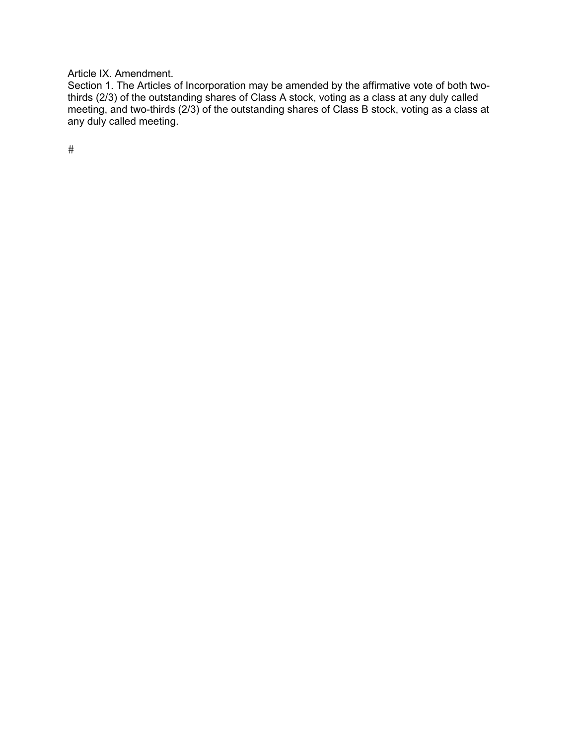Article IX. Amendment.

Section 1. The Articles of Incorporation may be amended by the affirmative vote of both two-thirds (2/3) of the outstanding shares of Class A stock, voting as a class at any duly called meeting, and two-thirds (2/3) of the outstanding shares of Class B stock, voting as a class at any duly called meeting.

#